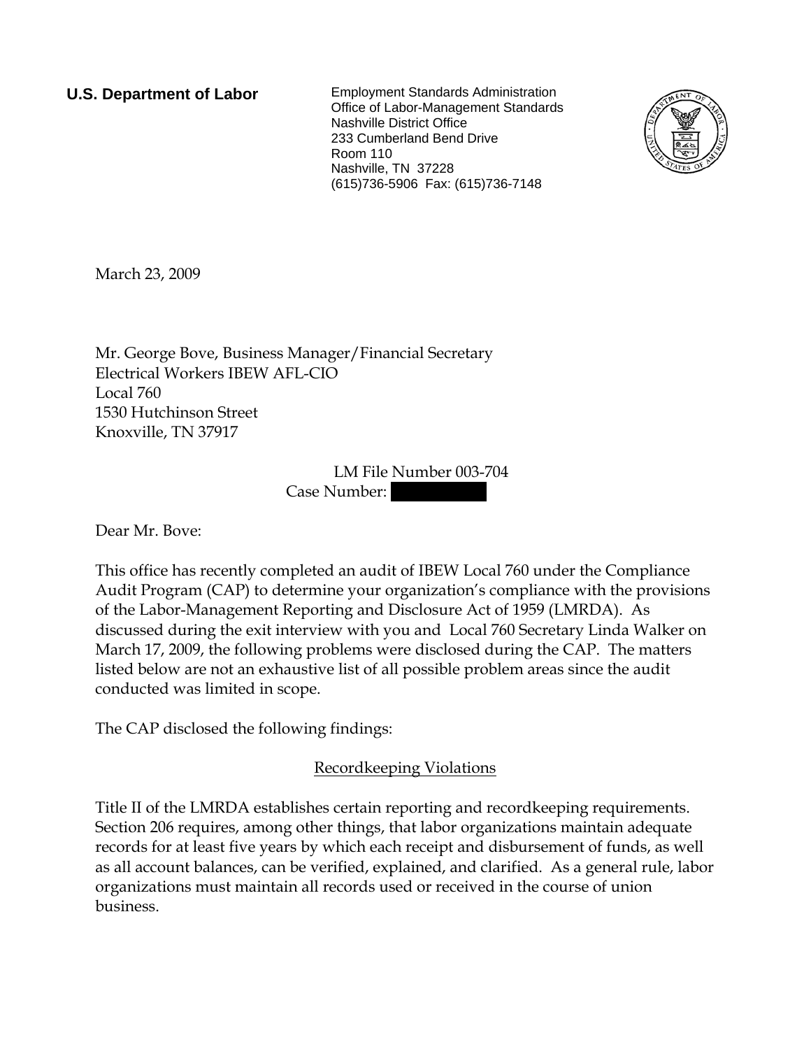**U.S. Department of Labor**

Employment Standards Administration
Office of Labor-Management Standards
Nashville District Office
233 Cumberland Bend Drive
Room 110
Nashville, TN 37228
(615)736-5906 Fax: (615)736-7148

March 23, 2009

Mr. George Bove, Business Manager/Financial Secretary
Electrical Workers IBEW AFL-CIO
Local 760
1530 Hutchinson Street
Knoxville, TN 37917

LM File Number 003-704
Case Number:

Dear Mr. Bove:

This office has recently completed an audit of IBEW Local 760 under the Compliance Audit Program (CAP) to determine your organization's compliance with the provisions of the Labor-Management Reporting and Disclosure Act of 1959 (LMRDA). As discussed during the exit interview with you and Local 760 Secretary Linda Walker on March 17, 2009, the following problems were disclosed during the CAP. The matters listed below are not an exhaustive list of all possible problem areas since the audit conducted was limited in scope.

The CAP disclosed the following findings:

## Recordkeeping Violations

Title II of the LMRDA establishes certain reporting and recordkeeping requirements. Section 206 requires, among other things, that labor organizations maintain adequate records for at least five years by which each receipt and disbursement of funds, as well as all account balances, can be verified, explained, and clarified. As a general rule, labor organizations must maintain all records used or received in the course of union business.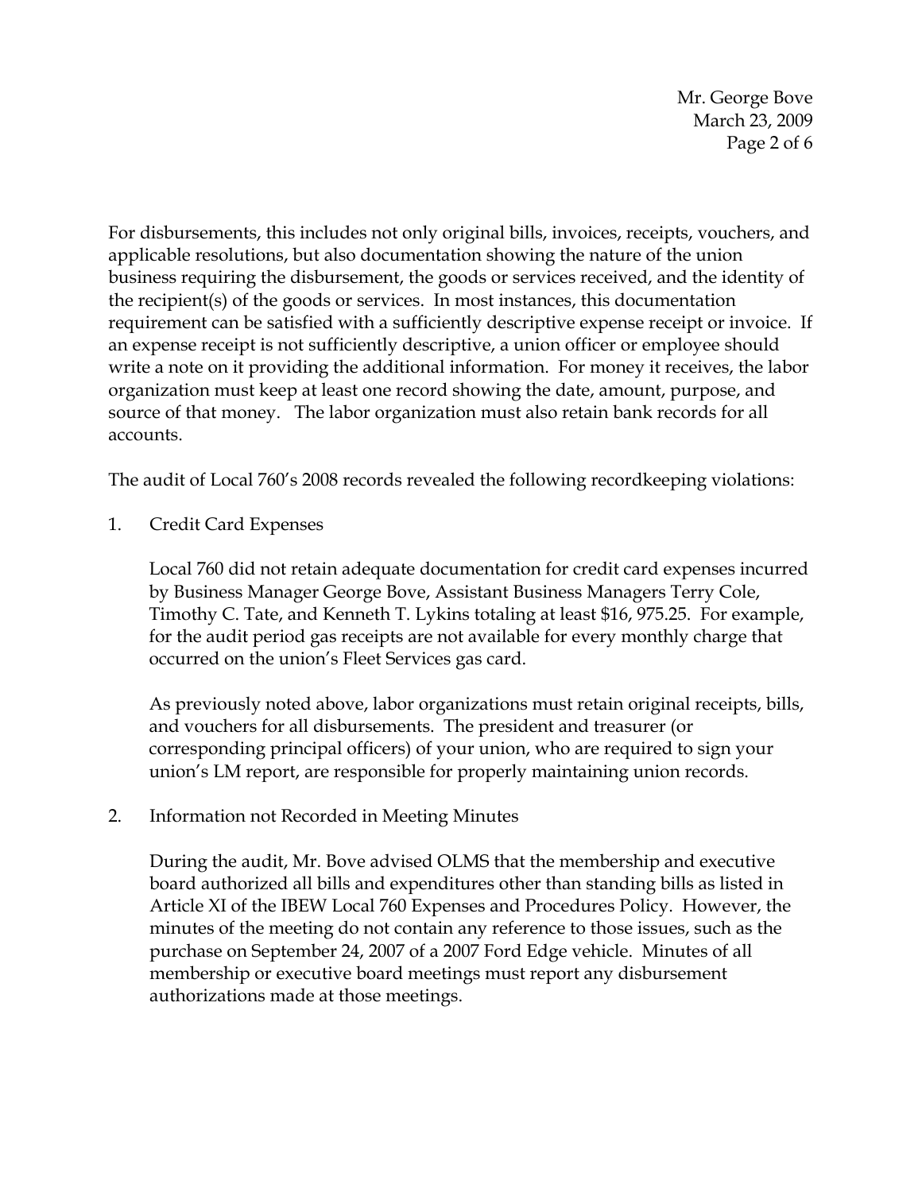For disbursements, this includes not only original bills, invoices, receipts, vouchers, and applicable resolutions, but also documentation showing the nature of the union business requiring the disbursement, the goods or services received, and the identity of the recipient(s) of the goods or services. In most instances, this documentation requirement can be satisfied with a sufficiently descriptive expense receipt or invoice. If an expense receipt is not sufficiently descriptive, a union officer or employee should write a note on it providing the additional information. For money it receives, the labor organization must keep at least one record showing the date, amount, purpose, and source of that money. The labor organization must also retain bank records for all accounts.

The audit of Local 760's 2008 records revealed the following recordkeeping violations:

1. Credit Card Expenses

   Local 760 did not retain adequate documentation for credit card expenses incurred by Business Manager George Bove, Assistant Business Managers Terry Cole, Timothy C. Tate, and Kenneth T. Lykins totaling at least $16, 975.25. For example, for the audit period gas receipts are not available for every monthly charge that occurred on the union's Fleet Services gas card.

   As previously noted above, labor organizations must retain original receipts, bills, and vouchers for all disbursements. The president and treasurer (or corresponding principal officers) of your union, who are required to sign your union's LM report, are responsible for properly maintaining union records.

2. Information not Recorded in Meeting Minutes

   During the audit, Mr. Bove advised OLMS that the membership and executive board authorized all bills and expenditures other than standing bills as listed in Article XI of the IBEW Local 760 Expenses and Procedures Policy. However, the minutes of the meeting do not contain any reference to those issues, such as the purchase on September 24, 2007 of a 2007 Ford Edge vehicle. Minutes of all membership or executive board meetings must report any disbursement authorizations made at those meetings.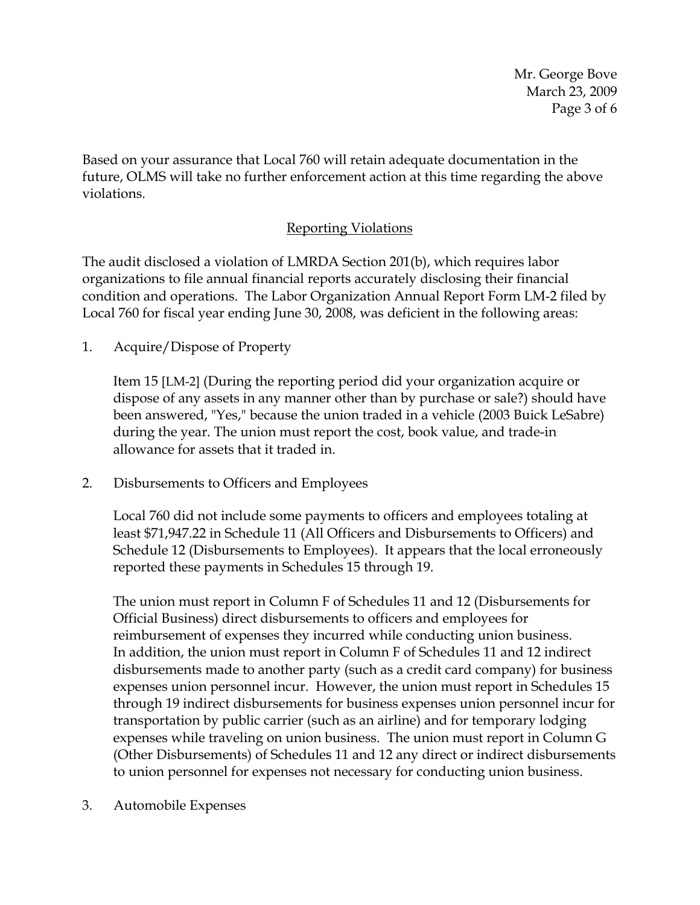Based on your assurance that Local 760 will retain adequate documentation in the future, OLMS will take no further enforcement action at this time regarding the above violations.

## Reporting Violations

The audit disclosed a violation of LMRDA Section 201(b), which requires labor organizations to file annual financial reports accurately disclosing their financial condition and operations. The Labor Organization Annual Report Form LM-2 filed by Local 760 for fiscal year ending June 30, 2008, was deficient in the following areas:

1. Acquire/Dispose of Property

   Item 15 [LM-2] (During the reporting period did your organization acquire or dispose of any assets in any manner other than by purchase or sale?) should have been answered, "Yes," because the union traded in a vehicle (2003 Buick LeSabre) during the year. The union must report the cost, book value, and trade-in allowance for assets that it traded in.

2. Disbursements to Officers and Employees

   Local 760 did not include some payments to officers and employees totaling at least $71,947.22 in Schedule 11 (All Officers and Disbursements to Officers) and Schedule 12 (Disbursements to Employees). It appears that the local erroneously reported these payments in Schedules 15 through 19.

   The union must report in Column F of Schedules 11 and 12 (Disbursements for Official Business) direct disbursements to officers and employees for reimbursement of expenses they incurred while conducting union business. In addition, the union must report in Column F of Schedules 11 and 12 indirect disbursements made to another party (such as a credit card company) for business expenses union personnel incur. However, the union must report in Schedules 15 through 19 indirect disbursements for business expenses union personnel incur for transportation by public carrier (such as an airline) and for temporary lodging expenses while traveling on union business. The union must report in Column G (Other Disbursements) of Schedules 11 and 12 any direct or indirect disbursements to union personnel for expenses not necessary for conducting union business.

3. Automobile Expenses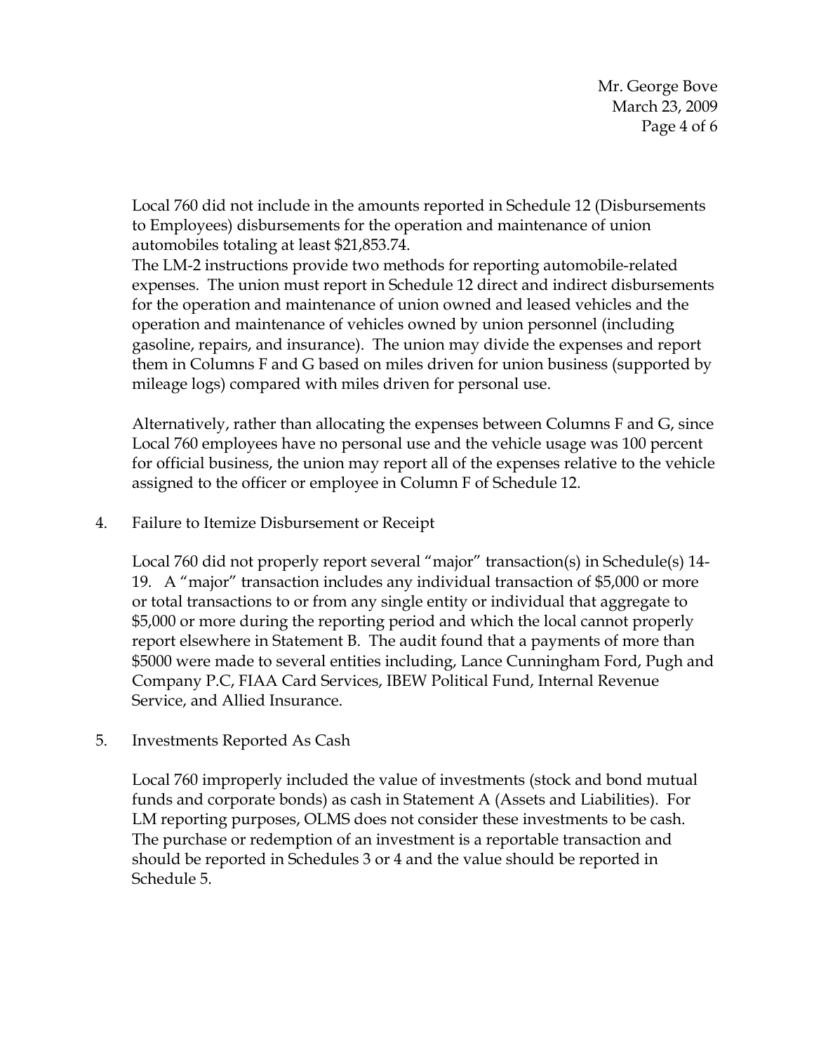Local 760 did not include in the amounts reported in Schedule 12 (Disbursements to Employees) disbursements for the operation and maintenance of union automobiles totaling at least $21,853.74.
The LM-2 instructions provide two methods for reporting automobile-related expenses. The union must report in Schedule 12 direct and indirect disbursements for the operation and maintenance of union owned and leased vehicles and the operation and maintenance of vehicles owned by union personnel (including gasoline, repairs, and insurance). The union may divide the expenses and report them in Columns F and G based on miles driven for union business (supported by mileage logs) compared with miles driven for personal use.

Alternatively, rather than allocating the expenses between Columns F and G, since Local 760 employees have no personal use and the vehicle usage was 100 percent for official business, the union may report all of the expenses relative to the vehicle assigned to the officer or employee in Column F of Schedule 12.

4. Failure to Itemize Disbursement or Receipt

   Local 760 did not properly report several "major" transaction(s) in Schedule(s) 14-19. A "major" transaction includes any individual transaction of $5,000 or more or total transactions to or from any single entity or individual that aggregate to $5,000 or more during the reporting period and which the local cannot properly report elsewhere in Statement B. The audit found that a payments of more than $5000 were made to several entities including, Lance Cunningham Ford, Pugh and Company P.C, FIAA Card Services, IBEW Political Fund, Internal Revenue Service, and Allied Insurance.

5. Investments Reported As Cash

   Local 760 improperly included the value of investments (stock and bond mutual funds and corporate bonds) as cash in Statement A (Assets and Liabilities). For LM reporting purposes, OLMS does not consider these investments to be cash. The purchase or redemption of an investment is a reportable transaction and should be reported in Schedules 3 or 4 and the value should be reported in Schedule 5.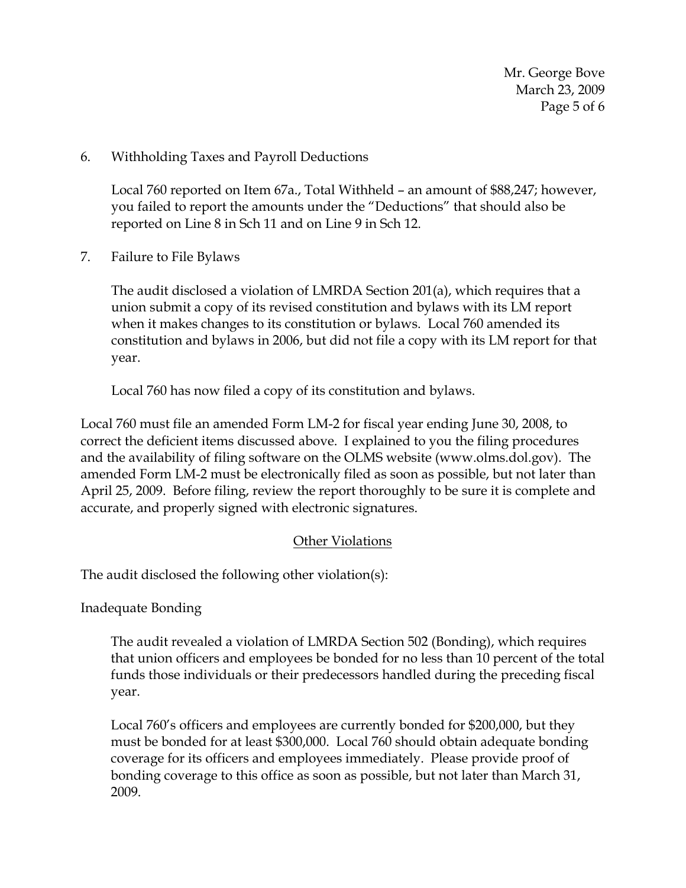6. Withholding Taxes and Payroll Deductions

   Local 760 reported on Item 67a., Total Withheld – an amount of $88,247; however, you failed to report the amounts under the "Deductions" that should also be reported on Line 8 in Sch 11 and on Line 9 in Sch 12.

7. Failure to File Bylaws

   The audit disclosed a violation of LMRDA Section 201(a), which requires that a union submit a copy of its revised constitution and bylaws with its LM report when it makes changes to its constitution or bylaws. Local 760 amended its constitution and bylaws in 2006, but did not file a copy with its LM report for that year.

   Local 760 has now filed a copy of its constitution and bylaws.

Local 760 must file an amended Form LM-2 for fiscal year ending June 30, 2008, to correct the deficient items discussed above. I explained to you the filing procedures and the availability of filing software on the OLMS website (www.olms.dol.gov). The amended Form LM-2 must be electronically filed as soon as possible, but not later than April 25, 2009. Before filing, review the report thoroughly to be sure it is complete and accurate, and properly signed with electronic signatures.

## Other Violations

The audit disclosed the following other violation(s):

Inadequate Bonding

The audit revealed a violation of LMRDA Section 502 (Bonding), which requires that union officers and employees be bonded for no less than 10 percent of the total funds those individuals or their predecessors handled during the preceding fiscal year.

Local 760's officers and employees are currently bonded for $200,000, but they must be bonded for at least $300,000. Local 760 should obtain adequate bonding coverage for its officers and employees immediately. Please provide proof of bonding coverage to this office as soon as possible, but not later than March 31, 2009.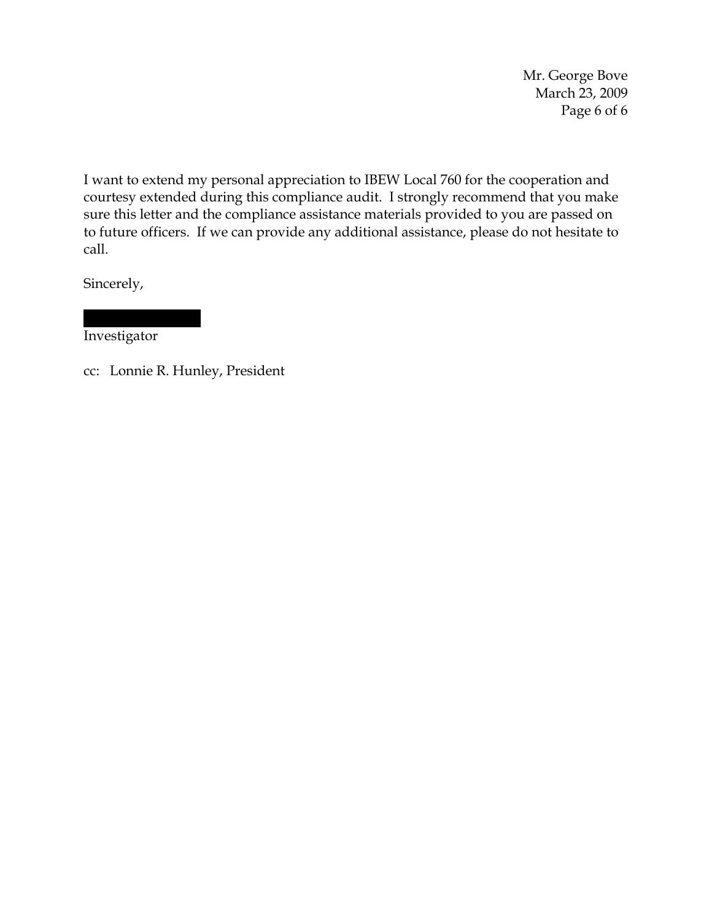I want to extend my personal appreciation to IBEW Local 760 for the cooperation and courtesy extended during this compliance audit. I strongly recommend that you make sure this letter and the compliance assistance materials provided to you are passed on to future officers. If we can provide any additional assistance, please do not hesitate to call.

Sincerely,

Investigator

cc: Lonnie R. Hunley, President